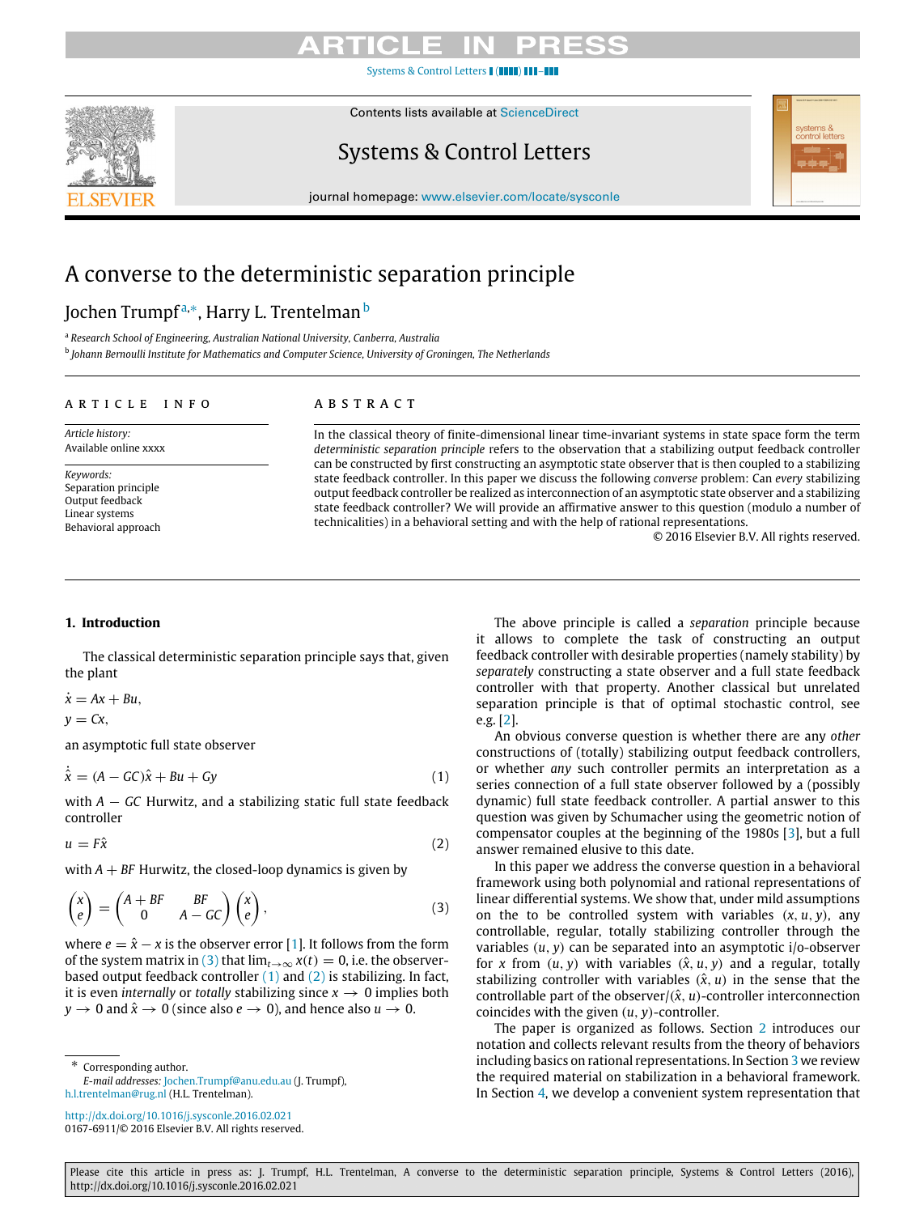# A converse to the deterministic separation principle

Jochen Trumpf [a,*], Harry L. Trentelman [b]

[a] Research School of Engineering, Australian National University, Canberra, Australia

[b] Johann Bernoulli Institute for Mathematics and Computer Science, University of Groningen, The Netherlands

**ARTICLE INFO**

*Article history:*
Available online xxxx

*Keywords:*
Separation principle
Output feedback
Linear systems
Behavioral approach

**ABSTRACT**

In the classical theory of finite-dimensional linear time-invariant systems in state space form the term *deterministic separation principle* refers to the observation that a stabilizing output feedback controller can be constructed by first constructing an asymptotic state observer that is then coupled to a stabilizing state feedback controller. In this paper we discuss the following *converse* problem: Can *every* stabilizing output feedback controller be realized as interconnection of an asymptotic state observer and a stabilizing state feedback controller? We will provide an affirmative answer to this question (modulo a number of technicalities) in a behavioral setting and with the help of rational representations.

© 2016 Elsevier B.V. All rights reserved.

## 1. Introduction

The classical deterministic separation principle says that, given the plant

$$\dot{x} = Ax + Bu,$$
$$y = Cx,$$

an asymptotic full state observer

$$\dot{\hat{x}} = (A - GC)\hat{x} + Bu + Gy \tag{1}$$

with $A - GC$ Hurwitz, and a stabilizing static full state feedback controller

$$u = F\hat{x} \tag{2}$$

with $A + BF$ Hurwitz, the closed-loop dynamics is given by

$$\begin{pmatrix} x \\ e \end{pmatrix} = \begin{pmatrix} A + BF & BF \\ 0 & A - GC \end{pmatrix} \begin{pmatrix} x \\ e \end{pmatrix}, \tag{3}$$

where $e = \hat{x} - x$ is the observer error [1]. It follows from the form of the system matrix in (3) that $\lim_{t\to\infty} x(t) = 0$, i.e. the observer-based output feedback controller (1) and (2) is stabilizing. In fact, it is even *internally* or *totally* stabilizing since $x \to 0$ implies both $y \to 0$ and $\hat{x} \to 0$ (since also $e \to 0$), and hence also $u \to 0$.

The above principle is called a *separation* principle because it allows to complete the task of constructing an output feedback controller with desirable properties (namely stability) by *separately* constructing a state observer and a full state feedback controller with that property. Another classical but unrelated separation principle is that of optimal stochastic control, see e.g. [2].

An obvious converse question is whether there are any *other* constructions of (totally) stabilizing output feedback controllers, or whether *any* such controller permits an interpretation as a series connection of a full state observer followed by a (possibly dynamic) full state feedback controller. A partial answer to this question was given by Schumacher using the geometric notion of compensator couples at the beginning of the 1980s [3], but a full answer remained elusive to this date.

In this paper we address the converse question in a behavioral framework using both polynomial and rational representations of linear differential systems. We show that, under mild assumptions on the to be controlled system with variables $(x, u, y)$, any controllable, regular, totally stabilizing controller through the variables $(u, y)$ can be separated into an asymptotic i/o-observer for $x$ from $(u, y)$ with variables $(\hat{x}, u, y)$ and a regular, totally stabilizing controller with variables $(\hat{x}, u)$ in the sense that the controllable part of the observer/$(\hat{x}, u)$-controller interconnection coincides with the given $(u, y)$-controller.

The paper is organized as follows. Section 2 introduces our notation and collects relevant results from the theory of behaviors including basics on rational representations. In Section 3 we review the required material on stabilization in a behavioral framework. In Section 4, we develop a convenient system representation that

\* Corresponding author.
*E-mail addresses:* Jochen.Trumpf@anu.edu.au (J. Trumpf), h.l.trentelman@rug.nl (H.L. Trentelman).

http://dx.doi.org/10.1016/j.sysconle.2016.02.021
0167-6911/© 2016 Elsevier B.V. All rights reserved.

Please cite this article in press as: J. Trumpf, H.L. Trentelman, A converse to the deterministic separation principle, Systems & Control Letters (2016), http://dx.doi.org/10.1016/j.sysconle.2016.02.021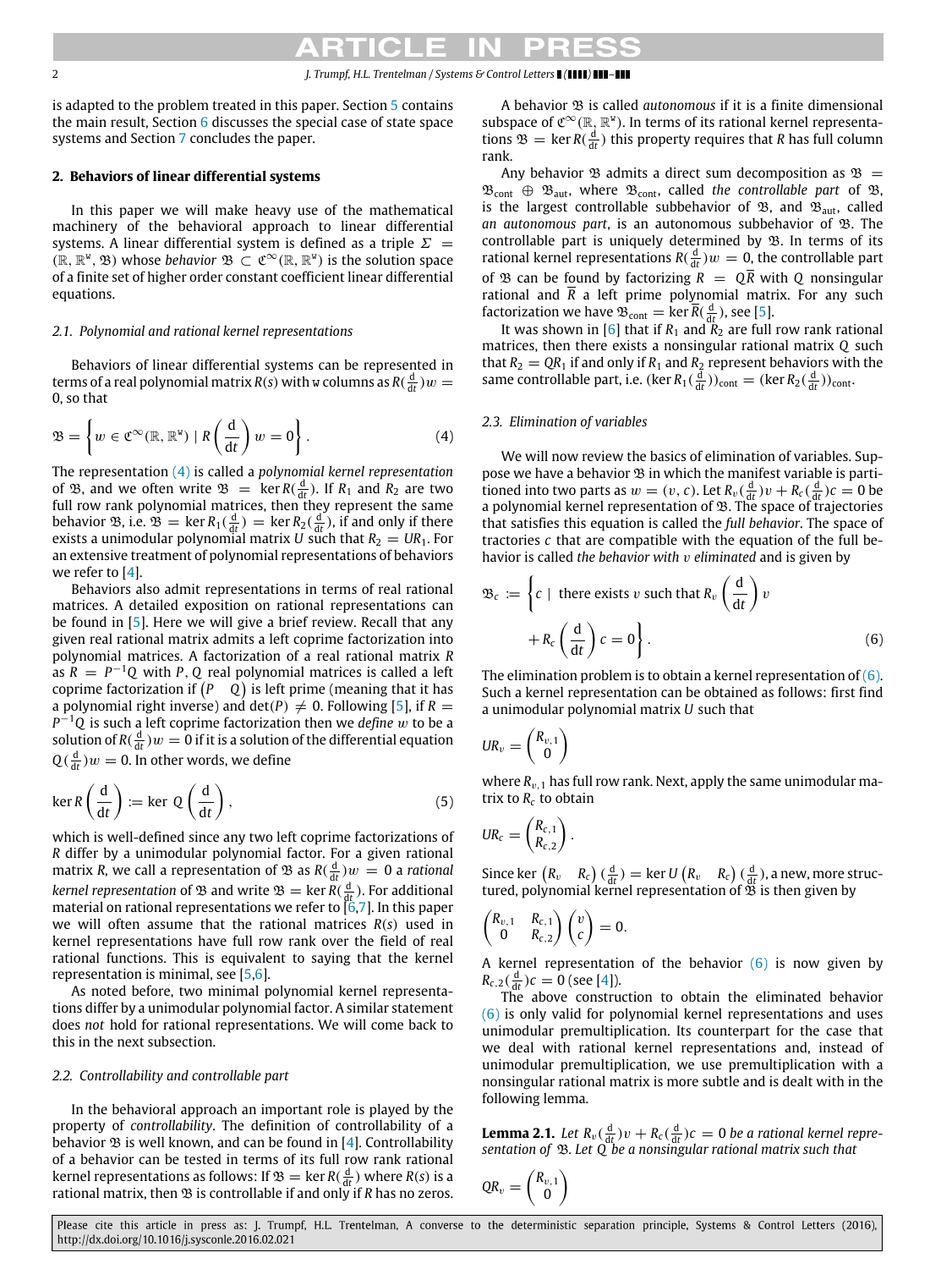is adapted to the problem treated in this paper. Section 5 contains the main result, Section 6 discusses the special case of state space systems and Section 7 concludes the paper.

## 2. Behaviors of linear differential systems

In this paper we will make heavy use of the mathematical machinery of the behavioral approach to linear differential systems. A linear differential system is defined as a triple $\Sigma = (\mathbb{R}, \mathbb{R}^{\mathtt{w}}, \mathfrak{B})$ whose *behavior* $\mathfrak{B} \subset \mathfrak{C}^{\infty}(\mathbb{R}, \mathbb{R}^{\mathtt{w}})$ is the solution space of a finite set of higher order constant coefficient linear differential equations.

### 2.1. Polynomial and rational kernel representations

Behaviors of linear differential systems can be represented in terms of a real polynomial matrix $R(s)$ with $\mathtt{w}$ columns as $R(\frac{\mathrm{d}}{\mathrm{d}t})w = 0$, so that

$$\mathfrak{B} = \left\{ w \in \mathfrak{C}^{\infty}(\mathbb{R}, \mathbb{R}^{\mathtt{w}}) \mid R\left(\frac{\mathrm{d}}{\mathrm{d}t}\right) w = 0 \right\}. \tag{4}$$

The representation (4) is called a *polynomial kernel representation* of $\mathfrak{B}$, and we often write $\mathfrak{B} = \ker R(\frac{\mathrm{d}}{\mathrm{d}t})$. If $R_1$ and $R_2$ are two full row rank polynomial matrices, then they represent the same behavior $\mathfrak{B}$, i.e. $\mathfrak{B} = \ker R_1(\frac{\mathrm{d}}{\mathrm{d}t}) = \ker R_2(\frac{\mathrm{d}}{\mathrm{d}t})$, if and only if there exists a unimodular polynomial matrix $U$ such that $R_2 = UR_1$. For an extensive treatment of polynomial representations of behaviors we refer to [4].

Behaviors also admit representations in terms of real rational matrices. A detailed exposition on rational representations can be found in [5]. Here we will give a brief review. Recall that any given real rational matrix admits a left coprime factorization into polynomial matrices. A factorization of a real rational matrix $R$ as $R = P^{-1}Q$ with $P, Q$ real polynomial matrices is called a left coprime factorization if $\begin{pmatrix} P & Q \end{pmatrix}$ is left prime (meaning that it has a polynomial right inverse) and $\det(P) \neq 0$. Following [5], if $R = P^{-1}Q$ is such a left coprime factorization then we *define* $w$ to be a solution of $R(\frac{\mathrm{d}}{\mathrm{d}t})w = 0$ if it is a solution of the differential equation $Q(\frac{\mathrm{d}}{\mathrm{d}t})w = 0$. In other words, we define

$$\ker R\left(\frac{\mathrm{d}}{\mathrm{d}t}\right) := \ker\ Q\left(\frac{\mathrm{d}}{\mathrm{d}t}\right), \tag{5}$$

which is well-defined since any two left coprime factorizations of $R$ differ by a unimodular polynomial factor. For a given rational matrix $R$, we call a representation of $\mathfrak{B}$ as $R(\frac{\mathrm{d}}{\mathrm{d}t})w = 0$ a *rational kernel representation* of $\mathfrak{B}$ and write $\mathfrak{B} = \ker R(\frac{\mathrm{d}}{\mathrm{d}t})$. For additional material on rational representations we refer to [6,7]. In this paper we will often assume that the rational matrices $R(s)$ used in kernel representations have full row rank over the field of real rational functions. This is equivalent to saying that the kernel representation is minimal, see [5,6].

As noted before, two minimal polynomial kernel representations differ by a unimodular polynomial factor. A similar statement does *not* hold for rational representations. We will come back to this in the next subsection.

### 2.2. Controllability and controllable part

In the behavioral approach an important role is played by the property of *controllability*. The definition of controllability of a behavior $\mathfrak{B}$ is well known, and can be found in [4]. Controllability of a behavior can be tested in terms of its full row rank rational kernel representations as follows: If $\mathfrak{B} = \ker R(\frac{\mathrm{d}}{\mathrm{d}t})$ where $R(s)$ is a rational matrix, then $\mathfrak{B}$ is controllable if and only if $R$ has no zeros.

A behavior $\mathfrak{B}$ is called *autonomous* if it is a finite dimensional subspace of $\mathfrak{C}^{\infty}(\mathbb{R}, \mathbb{R}^{\mathtt{w}})$. In terms of its rational kernel representations $\mathfrak{B} = \ker R(\frac{\mathrm{d}}{\mathrm{d}t})$ this property requires that $R$ has full column rank.

Any behavior $\mathfrak{B}$ admits a direct sum decomposition as $\mathfrak{B} = \mathfrak{B}_{\mathrm{cont}} \oplus \mathfrak{B}_{\mathrm{aut}}$, where $\mathfrak{B}_{\mathrm{cont}}$, called *the controllable part* of $\mathfrak{B}$, is the largest controllable subbehavior of $\mathfrak{B}$, and $\mathfrak{B}_{\mathrm{aut}}$, called *an autonomous part*, is an autonomous subbehavior of $\mathfrak{B}$. The controllable part is uniquely determined by $\mathfrak{B}$. In terms of its rational kernel representations $R(\frac{\mathrm{d}}{\mathrm{d}t})w = 0$, the controllable part of $\mathfrak{B}$ can be found by factorizing $R = Q\bar{R}$ with $Q$ nonsingular rational and $\bar{R}$ a left prime polynomial matrix. For any such factorization we have $\mathfrak{B}_{\mathrm{cont}} = \ker \bar{R}(\frac{\mathrm{d}}{\mathrm{d}t})$, see [5].

It was shown in [6] that if $R_1$ and $R_2$ are full row rank rational matrices, then there exists a nonsingular rational matrix $Q$ such that $R_2 = QR_1$ if and only if $R_1$ and $R_2$ represent behaviors with the same controllable part, i.e. $(\ker R_1(\frac{\mathrm{d}}{\mathrm{d}t}))_{\mathrm{cont}} = (\ker R_2(\frac{\mathrm{d}}{\mathrm{d}t}))_{\mathrm{cont}}$.

### 2.3. Elimination of variables

We will now review the basics of elimination of variables. Suppose we have a behavior $\mathfrak{B}$ in which the manifest variable is partitioned into two parts as $w = (v, c)$. Let $R_v(\frac{\mathrm{d}}{\mathrm{d}t})v + R_c(\frac{\mathrm{d}}{\mathrm{d}t})c = 0$ be a polynomial kernel representation of $\mathfrak{B}$. The space of trajectories that satisfies this equation is called the *full behavior*. The space of tractories $c$ that are compatible with the equation of the full behavior is called *the behavior with $v$ eliminated* and is given by

$$\mathfrak{B}_c := \left\{ c \mid \text{ there exists } v \text{ such that } R_v\left(\frac{\mathrm{d}}{dt}\right)v + R_c\left(\frac{\mathrm{d}}{dt}\right)c = 0 \right\}. \tag{6}$$

The elimination problem is to obtain a kernel representation of (6). Such a kernel representation can be obtained as follows: first find a unimodular polynomial matrix $U$ such that

$$UR_v = \begin{pmatrix} R_{v,1} \\ 0 \end{pmatrix}$$

where $R_{v,1}$ has full row rank. Next, apply the same unimodular matrix to $R_c$ to obtain

$$UR_c = \begin{pmatrix} R_{c,1} \\ R_{c,2} \end{pmatrix}.$$

Since $\ker \begin{pmatrix} R_v & R_c \end{pmatrix}(\frac{\mathrm{d}}{\mathrm{d}t}) = \ker U \begin{pmatrix} R_v & R_c \end{pmatrix}(\frac{\mathrm{d}}{\mathrm{d}t})$, a new, more structured, polynomial kernel representation of $\mathfrak{B}$ is then given by

$$\begin{pmatrix} R_{v,1} & R_{c,1} \\ 0 & R_{c,2} \end{pmatrix} \begin{pmatrix} v \\ c \end{pmatrix} = 0.$$

A kernel representation of the behavior (6) is now given by $R_{c,2}(\frac{\mathrm{d}}{\mathrm{d}t})c = 0$ (see [4]).

The above construction to obtain the eliminated behavior (6) is only valid for polynomial kernel representations and uses unimodular premultiplication. Its counterpart for the case that we deal with rational kernel representations and, instead of unimodular premultiplication, we use premultiplication with a nonsingular rational matrix is more subtle and is dealt with in the following lemma.

**Lemma 2.1.** *Let $R_v(\frac{\mathrm{d}}{\mathrm{d}t})v + R_c(\frac{\mathrm{d}}{\mathrm{d}t})c = 0$ be a rational kernel representation of $\mathfrak{B}$. Let $Q$ be a nonsingular rational matrix such that*

$$QR_v = \begin{pmatrix} R_{v,1} \\ 0 \end{pmatrix}$$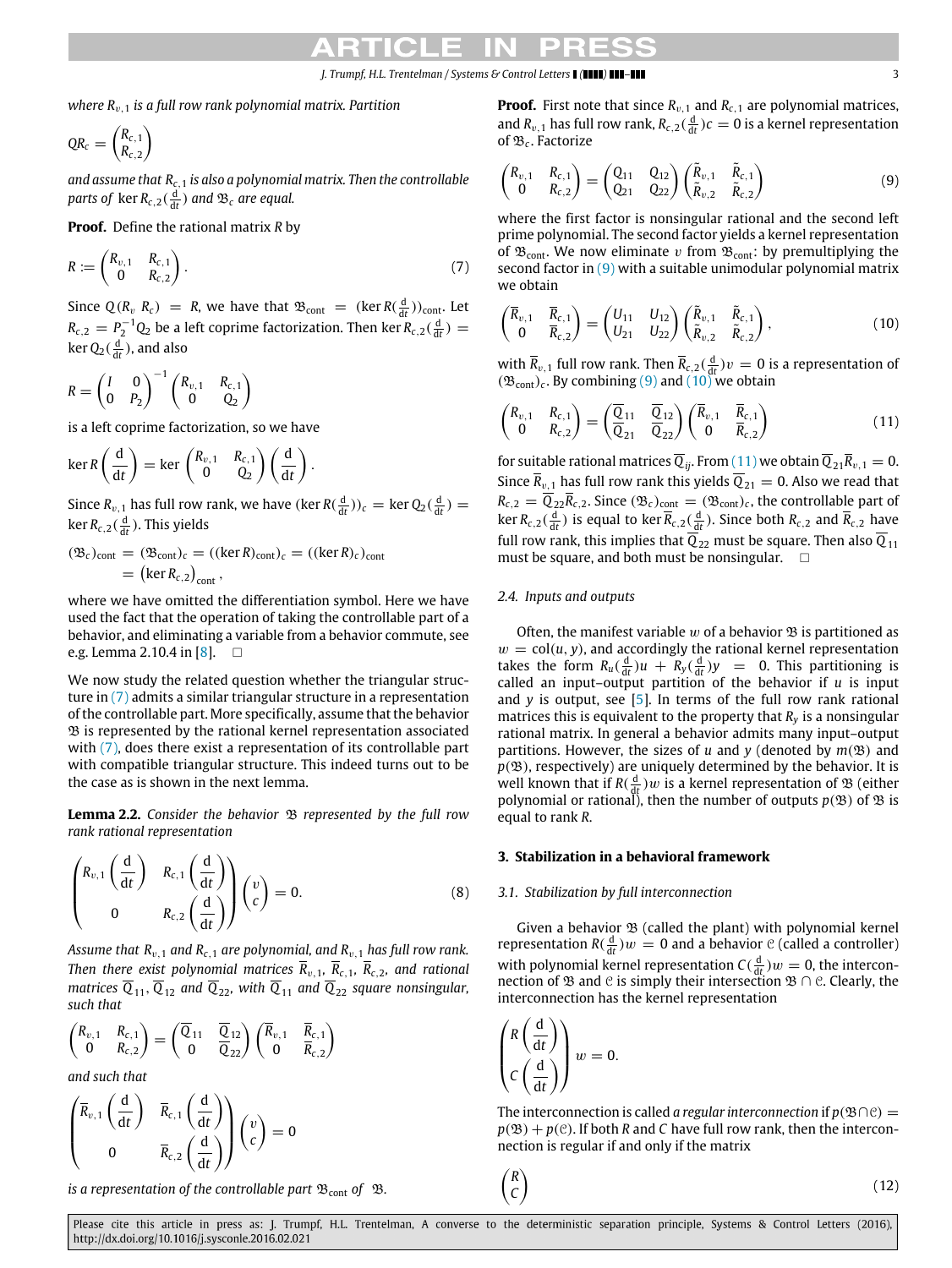where $R_{v,1}$ is a full row rank polynomial matrix. Partition

$$QR_c = \begin{pmatrix} R_{c,1} \\ R_{c,2} \end{pmatrix}$$

and assume that $R_{c,1}$ is also a polynomial matrix. Then the controllable parts of $\ker R_{c,2}(\frac{d}{dt})$ and $\mathfrak{B}_c$ are equal.

**Proof.** Define the rational matrix $R$ by

$$R := \begin{pmatrix} R_{v,1} & R_{c,1} \\ 0 & R_{c,2} \end{pmatrix}. \tag{7}$$

Since $Q(R_v \; R_c) = R$, we have that $\mathfrak{B}_{\text{cont}} = (\ker R(\frac{d}{dt}))_{\text{cont}}$. Let $R_{c,2} = P_2^{-1}Q_2$ be a left coprime factorization. Then $\ker R_{c,2}(\frac{d}{dt}) = \ker Q_2(\frac{d}{dt})$, and also

$$R = \begin{pmatrix} I & 0 \\ 0 & P_2 \end{pmatrix}^{-1} \begin{pmatrix} R_{v,1} & R_{c,1} \\ 0 & Q_2 \end{pmatrix}$$

is a left coprime factorization, so we have

$$\ker R\left(\frac{d}{dt}\right) = \ker \begin{pmatrix} R_{v,1} & R_{c,1} \\ 0 & Q_2 \end{pmatrix}\left(\frac{d}{dt}\right).$$

Since $R_{v,1}$ has full row rank, we have $(\ker R(\frac{d}{dt}))_c = \ker Q_2(\frac{d}{dt}) = \ker R_{c,2}(\frac{d}{dt})$. This yields

$$(\mathfrak{B}_c)_{\text{cont}} = (\mathfrak{B}_{\text{cont}})_c = ((\ker R)_{\text{cont}})_c = ((\ker R)_c)_{\text{cont}} = \left(\ker R_{c,2}\right)_{\text{cont}},$$

where we have omitted the differentiation symbol. Here we have used the fact that the operation of taking the controllable part of a behavior, and eliminating a variable from a behavior commute, see e.g. Lemma 2.10.4 in [8]. $\square$

We now study the related question whether the triangular structure in (7) admits a similar triangular structure in a representation of the controllable part. More specifically, assume that the behavior $\mathfrak{B}$ is represented by the rational kernel representation associated with (7), does there exist a representation of its controllable part with compatible triangular structure. This indeed turns out to be the case as is shown in the next lemma.

**Lemma 2.2.** *Consider the behavior $\mathfrak{B}$ represented by the full row rank rational representation*

$$\begin{pmatrix} R_{v,1}\left(\frac{d}{dt}\right) & R_{c,1}\left(\frac{d}{dt}\right) \\ 0 & R_{c,2}\left(\frac{d}{dt}\right) \end{pmatrix} \begin{pmatrix} v \\ c \end{pmatrix} = 0. \tag{8}$$

*Assume that $R_{v,1}$ and $R_{c,1}$ are polynomial, and $R_{v,1}$ has full row rank. Then there exist polynomial matrices $\overline{R}_{v,1}$, $\overline{R}_{c,1}$, $\overline{R}_{c,2}$, and rational matrices $\overline{Q}_{11}$, $\overline{Q}_{12}$ and $\overline{Q}_{22}$, with $\overline{Q}_{11}$ and $\overline{Q}_{22}$ square nonsingular, such that*

$$\begin{pmatrix} R_{v,1} & R_{c,1} \\ 0 & R_{c,2} \end{pmatrix} = \begin{pmatrix} \overline{Q}_{11} & \overline{Q}_{12} \\ 0 & \overline{Q}_{22} \end{pmatrix} \begin{pmatrix} \overline{R}_{v,1} & \overline{R}_{c,1} \\ 0 & \overline{R}_{c,2} \end{pmatrix}$$

*and such that*

$$\begin{pmatrix} \overline{R}_{v,1}\left(\frac{d}{dt}\right) & \overline{R}_{c,1}\left(\frac{d}{dt}\right) \\ 0 & \overline{R}_{c,2}\left(\frac{d}{dt}\right) \end{pmatrix} \begin{pmatrix} v \\ c \end{pmatrix} = 0$$

*is a representation of the controllable part $\mathfrak{B}_{\text{cont}}$ of $\mathfrak{B}$.*

**Proof.** First note that since $R_{v,1}$ and $R_{c,1}$ are polynomial matrices, and $R_{v,1}$ has full row rank, $R_{c,2}(\frac{d}{dt})c = 0$ is a kernel representation of $\mathfrak{B}_c$. Factorize

$$\begin{pmatrix} R_{v,1} & R_{c,1} \\ 0 & R_{c,2} \end{pmatrix} = \begin{pmatrix} Q_{11} & Q_{12} \\ Q_{21} & Q_{22} \end{pmatrix} \begin{pmatrix} \tilde{R}_{v,1} & \tilde{R}_{c,1} \\ \tilde{R}_{v,2} & \tilde{R}_{c,2} \end{pmatrix} \tag{9}$$

where the first factor is nonsingular rational and the second left prime polynomial. The second factor yields a kernel representation of $\mathfrak{B}_{\text{cont}}$. We now eliminate $v$ from $\mathfrak{B}_{\text{cont}}$: by premultiplying the second factor in (9) with a suitable unimodular polynomial matrix we obtain

$$\begin{pmatrix} \overline{R}_{v,1} & \overline{R}_{c,1} \\ 0 & \overline{R}_{c,2} \end{pmatrix} = \begin{pmatrix} U_{11} & U_{12} \\ U_{21} & U_{22} \end{pmatrix} \begin{pmatrix} \tilde{R}_{v,1} & \tilde{R}_{c,1} \\ \tilde{R}_{v,2} & \tilde{R}_{c,2} \end{pmatrix}, \tag{10}$$

with $\overline{R}_{v,1}$ full row rank. Then $\overline{R}_{c,2}(\frac{d}{dt})v = 0$ is a representation of $(\mathfrak{B}_{\text{cont}})_c$. By combining (9) and (10) we obtain

$$\begin{pmatrix} R_{v,1} & R_{c,1} \\ 0 & R_{c,2} \end{pmatrix} = \begin{pmatrix} \overline{Q}_{11} & \overline{Q}_{12} \\ \overline{Q}_{21} & \overline{Q}_{22} \end{pmatrix} \begin{pmatrix} \overline{R}_{v,1} & \overline{R}_{c,1} \\ 0 & \overline{R}_{c,2} \end{pmatrix} \tag{11}$$

for suitable rational matrices $\overline{Q}_{ij}$. From (11) we obtain $\overline{Q}_{21}\overline{R}_{v,1} = 0$. Since $\overline{R}_{v,1}$ has full row rank this yields $\overline{Q}_{21} = 0$. Also we read that $R_{c,2} = \overline{Q}_{22}\overline{R}_{c,2}$. Since $(\mathfrak{B}_c)_{\text{cont}} = (\mathfrak{B}_{\text{cont}})_c$, the controllable part of $\ker R_{c,2}(\frac{d}{dt})$ is equal to $\ker \overline{R}_{c,2}(\frac{d}{dt})$. Since both $R_{c,2}$ and $\overline{R}_{c,2}$ have full row rank, this implies that $\overline{Q}_{22}$ must be square. Then also $\overline{Q}_{11}$ must be square, and both must be nonsingular. $\square$

### 2.4. Inputs and outputs

Often, the manifest variable $w$ of a behavior $\mathfrak{B}$ is partitioned as $w = \text{col}(u, y)$, and accordingly the rational kernel representation takes the form $R_u(\frac{d}{dt})u + R_y(\frac{d}{dt})y = 0$. This partitioning is called an input–output partition of the behavior if $u$ is input and $y$ is output, see [5]. In terms of the full row rank rational matrices this is equivalent to the property that $R_y$ is a nonsingular rational matrix. In general a behavior admits many input–output partitions. However, the sizes of $u$ and $y$ (denoted by $m(\mathfrak{B})$ and $p(\mathfrak{B})$, respectively) are uniquely determined by the behavior. It is well known that if $R(\frac{d}{dt})w$ is a kernel representation of $\mathfrak{B}$ (either polynomial or rational), then the number of outputs $p(\mathfrak{B})$ of $\mathfrak{B}$ is equal to rank $R$.

## 3. Stabilization in a behavioral framework

### 3.1. Stabilization by full interconnection

Given a behavior $\mathfrak{B}$ (called the plant) with polynomial kernel representation $R(\frac{d}{dt})w = 0$ and a behavior $\mathcal{C}$ (called a controller) with polynomial kernel representation $C(\frac{d}{dt})w = 0$, the interconnection of $\mathfrak{B}$ and $\mathcal{C}$ is simply their intersection $\mathfrak{B} \cap \mathcal{C}$. Clearly, the interconnection has the kernel representation

$$\begin{pmatrix} R\left(\frac{d}{dt}\right) \\ C\left(\frac{d}{dt}\right) \end{pmatrix} w = 0.$$

The interconnection is called *a regular interconnection* if $p(\mathfrak{B} \cap \mathcal{C}) = p(\mathfrak{B}) + p(\mathcal{C})$. If both $R$ and $C$ have full row rank, then the interconnection is regular if and only if the matrix

$$\begin{pmatrix} R \\ C \end{pmatrix} \tag{12}$$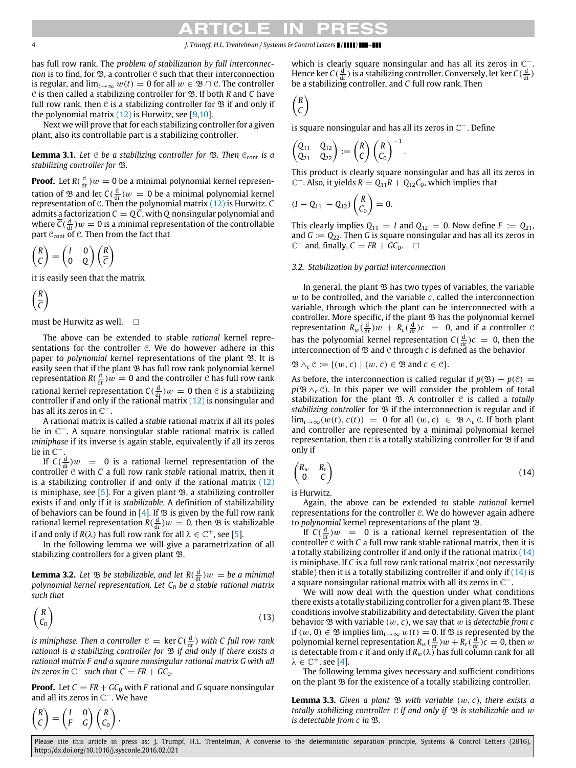has full row rank. The *problem of stabilization by full interconnection* is to find, for $\mathfrak{B}$, a controller $\mathfrak{C}$ such that their interconnection is regular, and $\lim_{t\to\infty} w(t) = 0$ for all $w \in \mathfrak{B} \cap \mathfrak{C}$. The controller $\mathfrak{C}$ is then called a stabilizing controller for $\mathfrak{B}$. If both $R$ and $C$ have full row rank, then $\mathfrak{C}$ is a stabilizing controller for $\mathfrak{B}$ if and only if the polynomial matrix (12) is Hurwitz, see [9,10].

Next we will prove that for each stabilizing controller for a given plant, also its controllable part is a stabilizing controller.

**Lemma 3.1.** *Let $\mathfrak{C}$ be a stabilizing controller for $\mathfrak{B}$. Then $\mathfrak{C}_{\text{cont}}$ is a stabilizing controller for $\mathfrak{B}$.*

**Proof.** Let $R(\frac{d}{dt})w = 0$ be a minimal polynomial kernel representation of $\mathfrak{B}$ and let $C(\frac{d}{dt})w = 0$ be a minimal polynomial kernel representation of $\mathfrak{C}$. Then the polynomial matrix (12) is Hurwitz. $C$ admits a factorization $C = Q\bar{C}$, with $Q$ nonsingular polynomial and where $\bar{C}(\frac{d}{dt})w = 0$ is a minimal representation of the controllable part $\mathfrak{C}_{\text{cont}}$ of $\mathfrak{C}$. Then from the fact that

$$\begin{pmatrix} R \\ C \end{pmatrix} = \begin{pmatrix} I & 0 \\ 0 & Q \end{pmatrix} \begin{pmatrix} R \\ \bar{C} \end{pmatrix}$$

it is easily seen that the matrix

$$\begin{pmatrix} R \\ \bar{C} \end{pmatrix}$$

must be Hurwitz as well. $\square$

The above can be extended to stable *rational* kernel representations for the controller $\mathfrak{C}$. We do however adhere in this paper to *polynomial* kernel representations of the plant $\mathfrak{B}$. It is easily seen that if the plant $\mathfrak{B}$ has full row rank polynomial kernel representation $R(\frac{d}{dt})w = 0$ and the controller $\mathfrak{C}$ has full row rank rational kernel representation $C(\frac{d}{dt})w = 0$ then $\mathfrak{C}$ is a stabilizing controller if and only if the rational matrix (12) is nonsingular and has all its zeros in $\mathbb{C}^-$.

A rational matrix is called a *stable* rational matrix if all its poles lie in $\mathbb{C}^-$. A square nonsingular stable rational matrix is called *miniphase* if its inverse is again stable, equivalently if all its zeros lie in $\mathbb{C}^-$.

If $C(\frac{d}{dt})w = 0$ is a rational kernel representation of the controller $\mathfrak{C}$ with $C$ a full row rank *stable* rational matrix, then it is a stabilizing controller if and only if the rational matrix (12) is miniphase, see [5]. For a given plant $\mathfrak{B}$, a stabilizing controller exists if and only if it is *stabilizable*. A definition of stabilizability of behaviors can be found in [4]. If $\mathfrak{B}$ is given by the full row rank rational kernel representation $R(\frac{d}{dt})w = 0$, then $\mathfrak{B}$ is stabilizable if and only if $R(\lambda)$ has full row rank for all $\lambda \in \mathbb{C}^+$, see [5].

In the following lemma we will give a parametrization of all stabilizing controllers for a given plant $\mathfrak{B}$.

**Lemma 3.2.** *Let $\mathfrak{B}$ be stabilizable, and let $R(\frac{d}{dt})w =$ be a minimal polynomial kernel representation. Let $C_0$ be a stable rational matrix such that*

$$\begin{pmatrix} R \\ C_0 \end{pmatrix} \tag{13}$$

*is miniphase. Then a controller $\mathfrak{C} = \ker C(\frac{d}{dt})$ with $C$ full row rank rational is a stabilizing controller for $\mathfrak{B}$ if and only if there exists a rational matrix $F$ and a square nonsingular rational matrix $G$ with all its zeros in $\mathbb{C}^-$ such that $C = FR + GC_0$.*

**Proof.** Let $C = FR + GC_0$ with $F$ rational and $G$ square nonsingular and all its zeros in $\mathbb{C}^-$. We have

$$\begin{pmatrix} R \\ C \end{pmatrix} = \begin{pmatrix} I & 0 \\ F & G \end{pmatrix} \begin{pmatrix} R \\ C_0 \end{pmatrix},$$

which is clearly square nonsingular and has all its zeros in $\mathbb{C}^-$. Hence $\ker C(\frac{d}{dt})$ is a stabilizing controller. Conversely, let $\ker C(\frac{d}{dt})$ be a stabilizing controller, and $C$ full row rank. Then

$$\begin{pmatrix} R \\ C \end{pmatrix}$$

is square nonsingular and has all its zeros in $\mathbb{C}^-$. Define

$$\begin{pmatrix} Q_{11} & Q_{12} \\ Q_{21} & Q_{22} \end{pmatrix} := \begin{pmatrix} R \\ C \end{pmatrix} \begin{pmatrix} R \\ C_0 \end{pmatrix}^{-1}.$$

This product is clearly square nonsingular and has all its zeros in $\mathbb{C}^-$. Also, it yields $R = Q_{11}R + Q_{12}C_0$, which implies that

$$(I - Q_{11} \quad -Q_{12}) \begin{pmatrix} R \\ C_0 \end{pmatrix} = 0.$$

This clearly implies $Q_{11} = I$ and $Q_{12} = 0$. Now define $F := Q_{21}$, and $G := Q_{22}$. Then $G$ is square nonsingular and has all its zeros in $\mathbb{C}^-$ and, finally, $C = FR + GC_0$. $\square$

### 3.2. Stabilization by partial interconnection

In general, the plant $\mathfrak{B}$ has two types of variables, the variable $w$ to be controlled, and the variable $c$, called the interconnection variable, through which the plant can be interconnected with a controller. More specific, if the plant $\mathfrak{B}$ has the polynomial kernel representation $R_w(\frac{d}{dt})w + R_c(\frac{d}{dt})c = 0$, and if a controller $\mathfrak{C}$ has the polynomial kernel representation $C(\frac{d}{dt})c = 0$, then the interconnection of $\mathfrak{B}$ and $\mathfrak{C}$ through $c$ is defined as the behavior

$$\mathfrak{B} \wedge_c \mathfrak{C} := \{(w, c) \mid (w, c) \in \mathfrak{B} \text{ and } c \in \mathfrak{C}\}.$$

As before, the interconnection is called regular if $p(\mathfrak{B}) + p(\mathfrak{C}) = p(\mathfrak{B} \wedge_c \mathfrak{C})$. In this paper we will consider the problem of total stabilization for the plant $\mathfrak{B}$. A controller $\mathfrak{C}$ is called a *totally stabilizing controller* for $\mathfrak{B}$ if the interconnection is regular and if $\lim_{t\to\infty}(w(t), c(t)) = 0$ for all $(w, c) \in \mathfrak{B} \wedge_c \mathfrak{C}$. If both plant and controller are represented by a minimal polynomial kernel representation, then $\mathfrak{C}$ is a totally stabilizing controller for $\mathfrak{B}$ if and only if

$$\begin{pmatrix} R_w & R_c \\ 0 & C \end{pmatrix} \tag{14}$$

is Hurwitz.

Again, the above can be extended to stable *rational* kernel representations for the controller $\mathfrak{C}$. We do however again adhere to *polynomial* kernel representations of the plant $\mathfrak{B}$.

If $C(\frac{d}{dt})w = 0$ is a rational kernel representation of the controller $\mathfrak{C}$ with $C$ a full row rank stable rational matrix, then it is a totally stabilizing controller if and only if the rational matrix (14) is miniphase. If $C$ is a full row rank rational matrix (not necessarily stable) then it is a totally stabilizing controller if and only if (14) is a square nonsingular rational matrix with all its zeros in $\mathbb{C}^-$.

We will now deal with the question under what conditions there exists a totally stabilizing controller for a given plant $\mathfrak{B}$. These conditions involve stabilizability and detectability. Given the plant behavior $\mathfrak{B}$ with variable $(w, c)$, we say that $w$ is *detectable from c* if $(w, 0) \in \mathfrak{B}$ implies $\lim_{t\to\infty} w(t) = 0$. If $\mathfrak{B}$ is represented by the polynomial kernel representation $R_w(\frac{d}{dt})w + R_c(\frac{d}{dt})c = 0$, then $w$ is detectable from $c$ if and only if $R_w(\lambda)$ has full column rank for all $\lambda \in \mathbb{C}^+$, see [4].

The following lemma gives necessary and sufficient conditions on the plant $\mathfrak{B}$ for the existence of a totally stabilizing controller.

**Lemma 3.3.** *Given a plant $\mathfrak{B}$ with variable $(w, c)$, there exists a totally stabilizing controller $\mathfrak{C}$ if and only if $\mathfrak{B}$ is stabilizable and $w$ is detectable from $c$ in $\mathfrak{B}$.*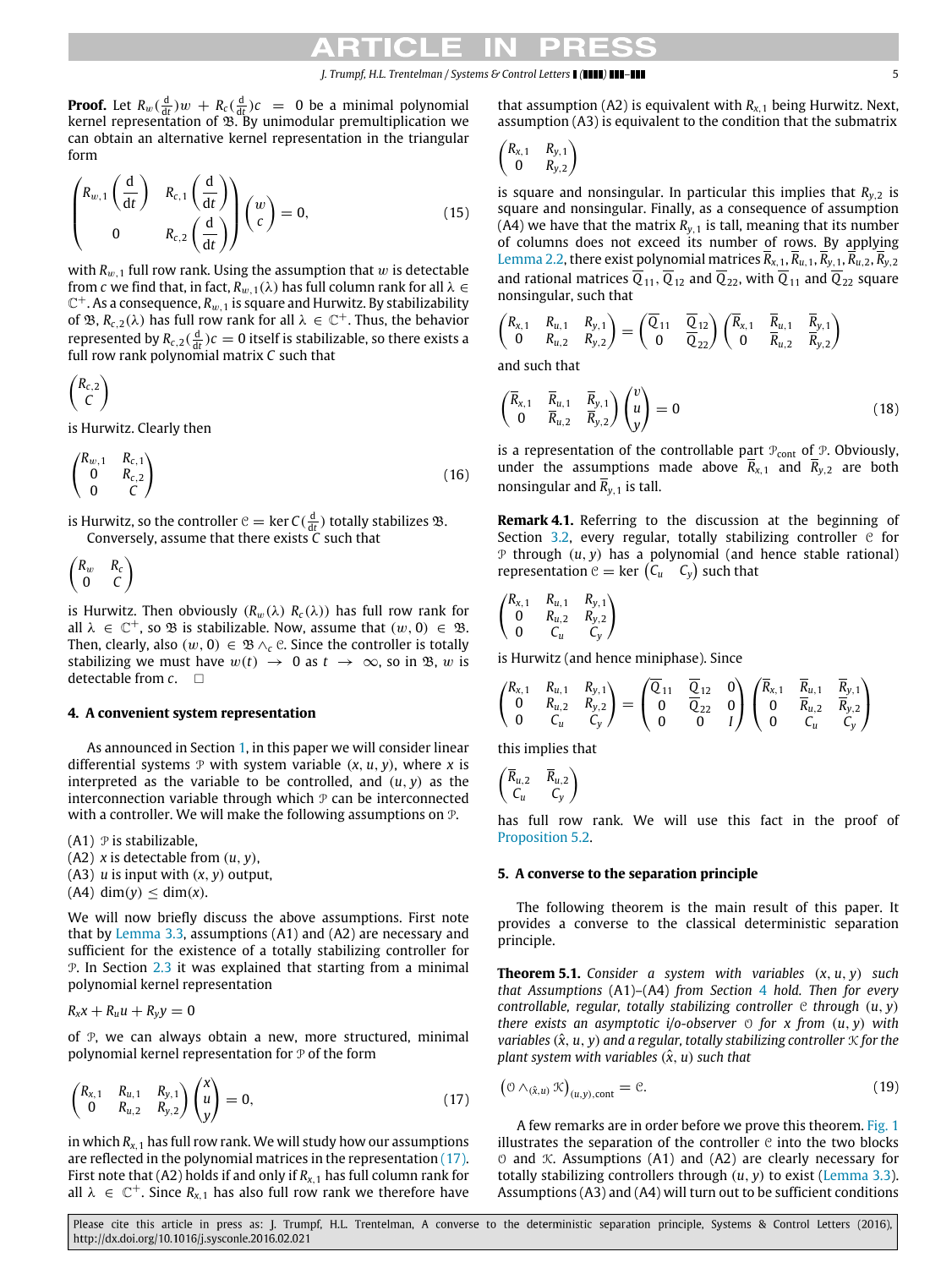**Proof.** Let $R_w(\frac{d}{dt})w + R_c(\frac{d}{dt})c = 0$ be a minimal polynomial kernel representation of $\mathfrak{B}$. By unimodular premultiplication we can obtain an alternative kernel representation in the triangular form

$$\begin{pmatrix} R_{w,1}\left(\frac{d}{dt}\right) & R_{c,1}\left(\frac{d}{dt}\right) \\ 0 & R_{c,2}\left(\frac{d}{dt}\right) \end{pmatrix} \begin{pmatrix} w \\ c \end{pmatrix} = 0, \tag{15}$$

with $R_{w,1}$ full row rank. Using the assumption that $w$ is detectable from $c$ we find that, in fact, $R_{w,1}(\lambda)$ has full column rank for all $\lambda \in \mathbb{C}^+$. As a consequence, $R_{w,1}$ is square and Hurwitz. By stabilizability of $\mathfrak{B}$, $R_{c,2}(\lambda)$ has full row rank for all $\lambda \in \mathbb{C}^+$. Thus, the behavior represented by $R_{c,2}(\frac{d}{dt})c = 0$ itself is stabilizable, so there exists a full row rank polynomial matrix $C$ such that

$$\begin{pmatrix} R_{c,2} \\ C \end{pmatrix}$$

is Hurwitz. Clearly then

$$\begin{pmatrix} R_{w,1} & R_{c,1} \\ 0 & R_{c,2} \\ 0 & C \end{pmatrix} \tag{16}$$

is Hurwitz, so the controller $\mathcal{C} = \ker C(\frac{d}{dt})$ totally stabilizes $\mathfrak{B}$.

Conversely, assume that there exists $C$ such that

$$\begin{pmatrix} R_w & R_c \\ 0 & C \end{pmatrix}$$

is Hurwitz. Then obviously $(R_w(\lambda)\ R_c(\lambda))$ has full row rank for all $\lambda \in \mathbb{C}^+$, so $\mathfrak{B}$ is stabilizable. Now, assume that $(w, 0) \in \mathfrak{B}$. Then, clearly, also $(w, 0) \in \mathfrak{B} \wedge_c \mathcal{C}$. Since the controller is totally stabilizing we must have $w(t) \to 0$ as $t \to \infty$, so in $\mathfrak{B}$, $w$ is detectable from $c$. $\square$

## 4. A convenient system representation

As announced in Section 1, in this paper we will consider linear differential systems $\mathcal{P}$ with system variable $(x, u, y)$, where $x$ is interpreted as the variable to be controlled, and $(u, y)$ as the interconnection variable through which $\mathcal{P}$ can be interconnected with a controller. We will make the following assumptions on $\mathcal{P}$.

(A1) $\mathcal{P}$ is stabilizable,
(A2) $x$ is detectable from $(u, y)$,
(A3) $u$ is input with $(x, y)$ output,
(A4) $\dim(y) \leq \dim(x)$.

We will now briefly discuss the above assumptions. First note that by Lemma 3.3, assumptions (A1) and (A2) are necessary and sufficient for the existence of a totally stabilizing controller for $\mathcal{P}$. In Section 2.3 it was explained that starting from a minimal polynomial kernel representation

$$R_x x + R_u u + R_y y = 0$$

of $\mathcal{P}$, we can always obtain a new, more structured, minimal polynomial kernel representation for $\mathcal{P}$ of the form

$$\begin{pmatrix} R_{x,1} & R_{u,1} & R_{y,1} \\ 0 & R_{u,2} & R_{y,2} \end{pmatrix} \begin{pmatrix} x \\ u \\ y \end{pmatrix} = 0, \tag{17}$$

in which $R_{x,1}$ has full row rank. We will study how our assumptions are reflected in the polynomial matrices in the representation (17). First note that (A2) holds if and only if $R_{x,1}$ has full column rank for all $\lambda \in \mathbb{C}^+$. Since $R_{x,1}$ has also full row rank we therefore have that assumption (A2) is equivalent with $R_{x,1}$ being Hurwitz. Next, assumption (A3) is equivalent to the condition that the submatrix

$$\begin{pmatrix} R_{x,1} & R_{y,1} \\ 0 & R_{y,2} \end{pmatrix}$$

is square and nonsingular. In particular this implies that $R_{y,2}$ is square and nonsingular. Finally, as a consequence of assumption (A4) we have that the matrix $R_{y,1}$ is tall, meaning that its number of columns does not exceed its number of rows. By applying Lemma 2.2, there exist polynomial matrices $\overline{R}_{x,1}, \overline{R}_{u,1}, \overline{R}_{y,1}, \overline{R}_{u,2}, \overline{R}_{y,2}$ and rational matrices $\overline{Q}_{11}$, $\overline{Q}_{12}$ and $\overline{Q}_{22}$, with $\overline{Q}_{11}$ and $\overline{Q}_{22}$ square nonsingular, such that

$$\begin{pmatrix} R_{x,1} & R_{u,1} & R_{y,1} \\ 0 & R_{u,2} & R_{y,2} \end{pmatrix} = \begin{pmatrix} \overline{Q}_{11} & \overline{Q}_{12} \\ 0 & \overline{Q}_{22} \end{pmatrix} \begin{pmatrix} \overline{R}_{x,1} & \overline{R}_{u,1} & \overline{R}_{y,1} \\ 0 & \overline{R}_{u,2} & \overline{R}_{y,2} \end{pmatrix}$$

and such that

$$\begin{pmatrix} \overline{R}_{x,1} & \overline{R}_{u,1} & \overline{R}_{y,1} \\ 0 & \overline{R}_{u,2} & \overline{R}_{y,2} \end{pmatrix} \begin{pmatrix} v \\ u \\ y \end{pmatrix} = 0 \tag{18}$$

is a representation of the controllable part $\mathcal{P}_{\text{cont}}$ of $\mathcal{P}$. Obviously, under the assumptions made above $\overline{R}_{x,1}$ and $\overline{R}_{y,2}$ are both nonsingular and $\overline{R}_{y,1}$ is tall.

**Remark 4.1.** Referring to the discussion at the beginning of Section 3.2, every regular, totally stabilizing controller $\mathcal{C}$ for $\mathcal{P}$ through $(u, y)$ has a polynomial (and hence stable rational) representation $\mathcal{C} = \ker \begin{pmatrix} C_u & C_y \end{pmatrix}$ such that

$$\begin{pmatrix} R_{x,1} & R_{u,1} & R_{y,1} \\ 0 & R_{u,2} & R_{y,2} \\ 0 & C_u & C_y \end{pmatrix}$$

is Hurwitz (and hence miniphase). Since

$$\begin{pmatrix} R_{x,1} & R_{u,1} & R_{y,1} \\ 0 & R_{u,2} & R_{y,2} \\ 0 & C_u & C_y \end{pmatrix} = \begin{pmatrix} \overline{Q}_{11} & \overline{Q}_{12} & 0 \\ 0 & \overline{Q}_{22} & 0 \\ 0 & 0 & I \end{pmatrix} \begin{pmatrix} \overline{R}_{x,1} & \overline{R}_{u,1} & \overline{R}_{y,1} \\ 0 & \overline{R}_{u,2} & \overline{R}_{y,2} \\ 0 & C_u & C_y \end{pmatrix}$$

this implies that

$$\begin{pmatrix} \overline{R}_{u,2} & \overline{R}_{u,2} \\ C_u & C_y \end{pmatrix}$$

has full row rank. We will use this fact in the proof of Proposition 5.2.

## 5. A converse to the separation principle

The following theorem is the main result of this paper. It provides a converse to the classical deterministic separation principle.

**Theorem 5.1.** *Consider a system with variables $(x, u, y)$ such that Assumptions (A1)–(A4) from Section 4 hold. Then for every controllable, regular, totally stabilizing controller $\mathcal{C}$ through $(u, y)$ there exists an asymptotic i/o-observer $\mathcal{O}$ for $x$ from $(u, y)$ with variables $(\hat{x}, u, y)$ and a regular, totally stabilizing controller $\mathcal{K}$ for the plant system with variables $(\hat{x}, u)$ such that*

$$\left(\mathcal{O} \wedge_{(\hat{x},u)} \mathcal{K}\right)_{(u,y),\text{cont}} = \mathcal{C}. \tag{19}$$

A few remarks are in order before we prove this theorem. Fig. 1 illustrates the separation of the controller $\mathcal{C}$ into the two blocks $\mathcal{O}$ and $\mathcal{K}$. Assumptions (A1) and (A2) are clearly necessary for totally stabilizing controllers through $(u, y)$ to exist (Lemma 3.3). Assumptions (A3) and (A4) will turn out to be sufficient conditions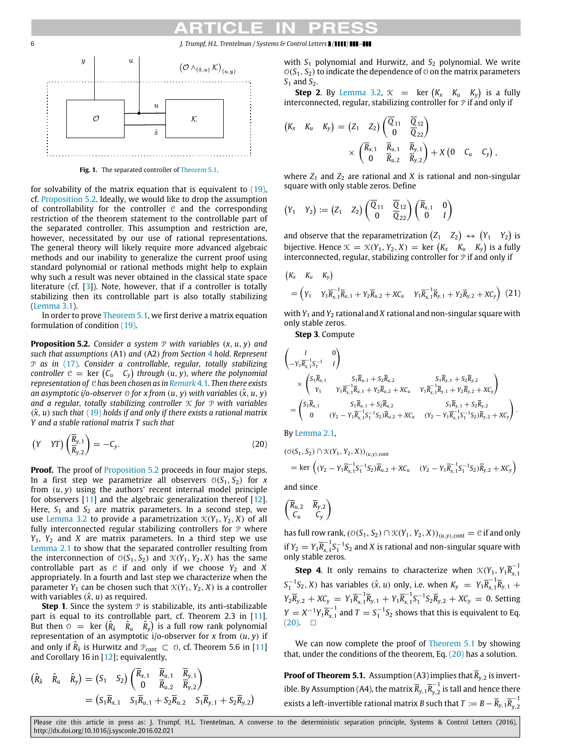**Fig. 1.** The separated controller of Theorem 5.1.

for solvability of the matrix equation that is equivalent to (19), cf. Proposition 5.2. Ideally, we would like to drop the assumption of controllability for the controller $\mathcal{C}$ and the corresponding restriction of the theorem statement to the controllable part of the separated controller. This assumption and restriction are, however, necessitated by our use of rational representations. The general theory will likely require more advanced algebraic methods and our inability to generalize the current proof using standard polynomial or rational methods might help to explain why such a result was never obtained in the classical state space literature (cf. [3]). Note, however, that if a controller is totally stabilizing then its controllable part is also totally stabilizing (Lemma 3.1).

In order to prove Theorem 5.1, we first derive a matrix equation formulation of condition (19).

**Proposition 5.2.** *Consider a system $\mathcal{P}$ with variables $(x, u, y)$ and such that assumptions (A1) and (A2) from Section 4 hold. Represent $\mathcal{P}$ as in (17). Consider a controllable, regular, totally stabilizing controller $\mathcal{C} = \ker\begin{pmatrix} C_u & C_y \end{pmatrix}$ through $(u, y)$, where the polynomial representation of $\mathcal{C}$ has been chosen as in Remark 4.1. Then there exists an asymptotic i/o-observer $\mathcal{O}$ for $x$ from $(u, y)$ with variables $(\hat{x}, u, y)$ and a regular, totally stabilizing controller $\mathcal{K}$ for $\mathcal{P}$ with variables $(\hat{x}, u)$ such that (19) holds if and only if there exists a rational matrix $Y$ and a stable rational matrix $T$ such that*

$$\begin{pmatrix} Y & YT \end{pmatrix}\begin{pmatrix} \overline{R}_{y,1} \\ \overline{R}_{y,2} \end{pmatrix} = -C_y. \tag{20}$$

**Proof.** The proof of Proposition 5.2 proceeds in four major steps. In a first step we parametrize all observers $\mathcal{O}(S_1, S_2)$ for $x$ from $(u, y)$ using the authors' recent internal model principle for observers [11] and the algebraic generalization thereof [12]. Here, $S_1$ and $S_2$ are matrix parameters. In a second step, we use Lemma 3.2 to provide a parametrization $\mathcal{K}(Y_1, Y_2, X)$ of all fully interconnected regular stabilizing controllers for $\mathcal{P}$ where $Y_1$, $Y_2$ and $X$ are matrix parameters. In a third step we use Lemma 2.1 to show that the separated controller resulting from the interconnection of $\mathcal{O}(S_1, S_2)$ and $\mathcal{K}(Y_1, Y_2, X)$ has the same controllable part as $\mathcal{C}$ if and only if we choose $Y_2$ and $X$ appropriately. In a fourth and last step we characterize when the parameter $Y_1$ can be chosen such that $\mathcal{K}(Y_1, Y_2, X)$ is a controller with variables $(\hat{x}, u)$ as required.

**Step 1**. Since the system $\mathcal{P}$ is stabilizable, its anti-stabilizable part is equal to its controllable part, cf. Theorem 2.3 in [11]. But then $\mathcal{O} = \ker\begin{pmatrix} \hat{R}_{\hat{x}} & \hat{R}_u & \hat{R}_y \end{pmatrix}$ is a full row rank polynomial representation of an asymptotic i/o-observer for $x$ from $(u, y)$ if and only if $\hat{R}_{\hat{x}}$ is Hurwitz and $\mathcal{P}_{\text{cont}} \subset \mathcal{O}$, cf. Theorem 5.6 in [11] and Corollary 16 in [12]; equivalently,

$$\begin{aligned}\begin{pmatrix} \hat{R}_{\hat{x}} & \hat{R}_u & \hat{R}_y \end{pmatrix} &= \begin{pmatrix} S_1 & S_2 \end{pmatrix}\begin{pmatrix} \overline{R}_{x,1} & \overline{R}_{u,1} & \overline{R}_{y,1} \\ 0 & \overline{R}_{u,2} & \overline{R}_{y,2} \end{pmatrix} \\ &= \begin{pmatrix} S_1\overline{R}_{x,1} & S_1\overline{R}_{u,1} + S_2\overline{R}_{u,2} & S_1\overline{R}_{y,1} + S_2\overline{R}_{y,2} \end{pmatrix}\end{aligned}$$

with $S_1$ polynomial and Hurwitz, and $S_2$ polynomial. We write $\mathcal{O}(S_1, S_2)$ to indicate the dependence of $\mathcal{O}$ on the matrix parameters $S_1$ and $S_2$.

**Step 2**. By Lemma 3.2, $\mathcal{K} = \ker\begin{pmatrix} K_x & K_u & K_y \end{pmatrix}$ is a fully interconnected, regular, stabilizing controller for $\mathcal{P}$ if and only if

$$\begin{pmatrix} K_x & K_u & K_y \end{pmatrix} = \begin{pmatrix} Z_1 & Z_2 \end{pmatrix}\begin{pmatrix} \overline{Q}_{11} & \overline{Q}_{12} \\ 0 & \overline{Q}_{22} \end{pmatrix} \times \begin{pmatrix} \overline{R}_{x,1} & \overline{R}_{u,1} & \overline{R}_{y,1} \\ 0 & \overline{R}_{u,2} & \overline{R}_{y,2} \end{pmatrix} + X\begin{pmatrix} 0 & C_u & C_y \end{pmatrix},$$

where $Z_1$ and $Z_2$ are rational and $X$ is rational and non-singular square with only stable zeros. Define

$$\begin{pmatrix} Y_1 & Y_2 \end{pmatrix} := \begin{pmatrix} Z_1 & Z_2 \end{pmatrix}\begin{pmatrix} \overline{Q}_{11} & \overline{Q}_{12} \\ 0 & \overline{Q}_{22} \end{pmatrix}\begin{pmatrix} \overline{R}_{x,1} & 0 \\ 0 & I \end{pmatrix}$$

and observe that the reparametrization $\begin{pmatrix} Z_1 & Z_2 \end{pmatrix} \leftrightarrow \begin{pmatrix} Y_1 & Y_2 \end{pmatrix}$ is bijective. Hence $\mathcal{K} = \mathcal{K}(Y_1, Y_2, X) = \ker\begin{pmatrix} K_x & K_u & K_y \end{pmatrix}$ is a fully interconnected, regular, stabilizing controller for $\mathcal{P}$ if and only if

$$\begin{aligned}&\begin{pmatrix} K_x & K_u & K_y \end{pmatrix} \\ &= \begin{pmatrix} Y_1 & Y_1\overline{R}_{x,1}^{-1}\overline{R}_{u,1} + Y_2\overline{R}_{u,2} + XC_u & Y_1\overline{R}_{x,1}^{-1}\overline{R}_{y,1} + Y_2\overline{R}_{y,2} + XC_y \end{pmatrix}\end{aligned} \tag{21}$$

with $Y_1$ and $Y_2$ rational and $X$ rational and non-singular square with only stable zeros.

**Step 3**. Compute

$$\begin{aligned}&\begin{pmatrix} I & 0 \\ -Y_1\overline{R}_{x,1}^{-1}S_1^{-1} & I \end{pmatrix} \\ &\times \begin{pmatrix} S_1\overline{R}_{x,1} & S_1\overline{R}_{u,1} + S_2\overline{R}_{u,2} & S_1\overline{R}_{y,1} + S_2\overline{R}_{y,2} \\ Y_1 & Y_1\overline{R}_{x,1}^{-1}\overline{R}_{u,1} + Y_2\overline{R}_{u,2} + XC_u & Y_1\overline{R}_{x,1}^{-1}\overline{R}_{y,1} + Y_2\overline{R}_{y,2} + XC_y \end{pmatrix} \\ &= \begin{pmatrix} S_1\overline{R}_{x,1} & S_1\overline{R}_{u,1} + S_2\overline{R}_{u,2} & S_1\overline{R}_{y,1} + S_2\overline{R}_{y,2} \\ 0 & (Y_2 - Y_1\overline{R}_{x,1}^{-1}S_1^{-1}S_2)\overline{R}_{u,2} + XC_u & (Y_2 - Y_1\overline{R}_{x,1}^{-1}S_1^{-1}S_2)\overline{R}_{y,2} + XC_y \end{pmatrix}.\end{aligned}$$

By Lemma 2.1,

$$\begin{aligned}&(\mathcal{O}(S_1, S_2) \cap \mathcal{K}(Y_1, Y_2, X))_{(u,y),\text{cont}} \\ &= \ker\begin{pmatrix} (Y_2 - Y_1\overline{R}_{x,1}^{-1}S_1^{-1}S_2)\overline{R}_{u,2} + XC_u & (Y_2 - Y_1\overline{R}_{x,1}^{-1}S_1^{-1}S_2)\overline{R}_{y,2} + XC_y \end{pmatrix}\end{aligned}$$

and since

$$\begin{pmatrix} \overline{R}_{u,2} & \overline{R}_{y,2} \\ C_u & C_y \end{pmatrix}$$

has full row rank, $(\mathcal{O}(S_1, S_2) \cap \mathcal{K}(Y_1, Y_2, X))_{(u,y),\text{cont}} = \mathcal{C}$ if and only if $Y_2 = Y_1\overline{R}_{x,1}^{-1}S_1^{-1}S_2$ and $X$ is rational and non-singular square with only stable zeros.

**Step 4**. It only remains to characterize when $\mathcal{K}(Y_1, Y_1\overline{R}_{x,1}^{-1}S_1^{-1}S_2, X)$ has variables $(\hat{x}, u)$ only, i.e. when $K_y = Y_1\overline{R}_{x,1}^{-1}\overline{R}_{y,1} + Y_2\overline{R}_{y,2} + XC_y = Y_1\overline{R}_{x,1}^{-1}\overline{R}_{y,1} + Y_1\overline{R}_{x,1}^{-1}S_1^{-1}S_2\overline{R}_{y,2} + XC_y = 0$. Setting $Y = X^{-1}Y_1\overline{R}_{x,1}^{-1}$ and $T = S_1^{-1}S_2$ shows that this is equivalent to Eq. (20). □

We can now complete the proof of Theorem 5.1 by showing that, under the conditions of the theorem, Eq. (20) has a solution.

**Proof of Theorem 5.1.** Assumption (A3) implies that $\overline{R}_{y,2}$ is invertible. By Assumption (A4), the matrix $\overline{R}_{y,1}\overline{R}_{y,2}^{-1}$ is tall and hence there exists a left-invertible rational matrix $B$ such that $T := B - \overline{R}_{y,1}\overline{R}_{y,2}^{-1}$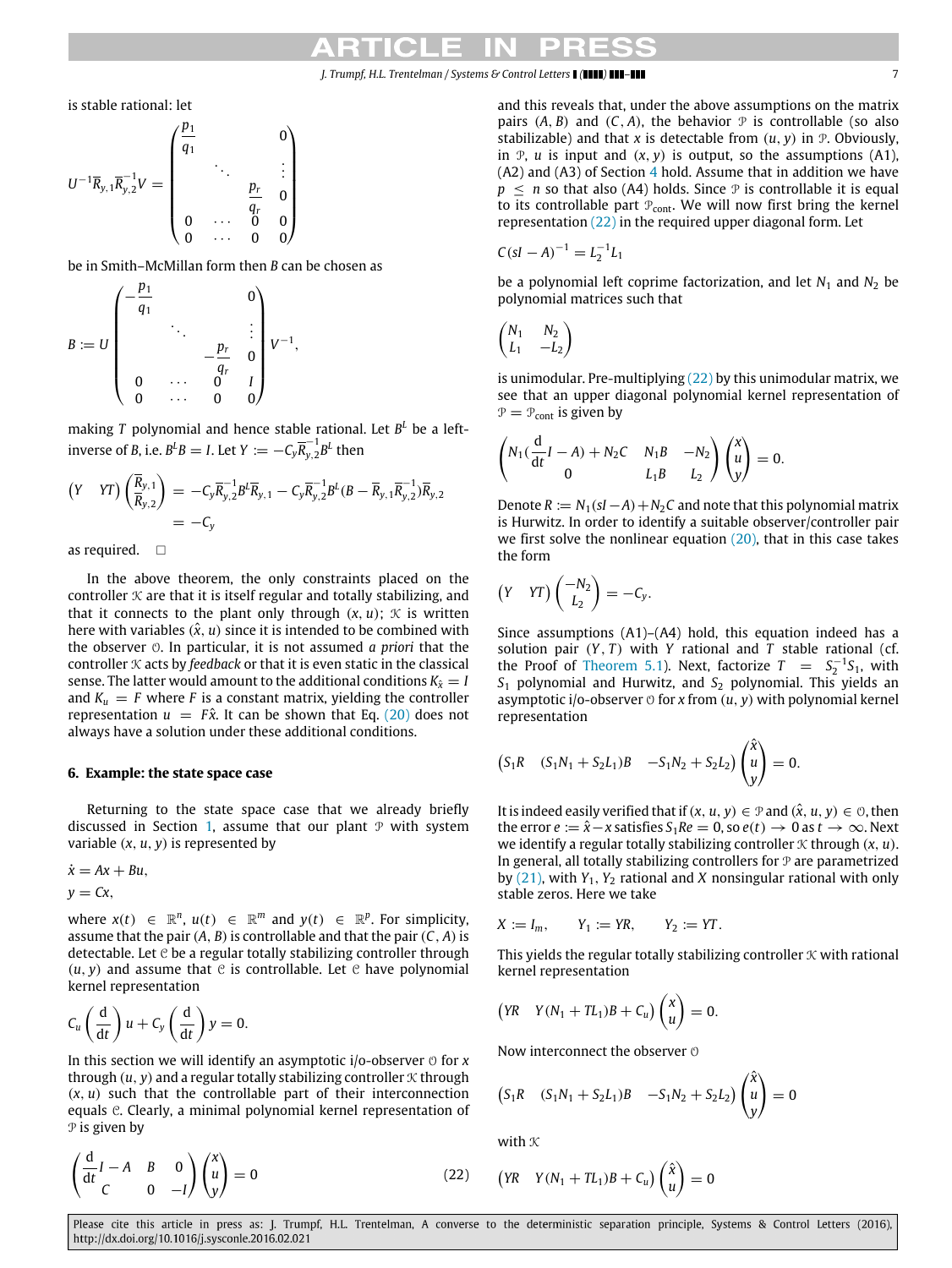is stable rational: let

$$U^{-1}\overline{R}_{y,1}\overline{R}_{y,2}^{-1}V = \begin{pmatrix} \frac{p_1}{q_1} & & & 0 \\ & \ddots & & \vdots \\ & & \frac{p_r}{q_r} & 0 \\ 0 & \cdots & 0 & 0 \\ 0 & \cdots & 0 & 0 \end{pmatrix}$$

be in Smith–McMillan form then $B$ can be chosen as

$$B := U \begin{pmatrix} -\frac{p_1}{q_1} & & & 0 \\ & \ddots & & \vdots \\ & & -\frac{p_r}{q_r} & 0 \\ 0 & \cdots & 0 & I \\ 0 & \cdots & 0 & 0 \end{pmatrix} V^{-1},$$

making $T$ polynomial and hence stable rational. Let $B^L$ be a left-inverse of $B$, i.e. $B^L B = I$. Let $Y := -C_y \overline{R}_{y,2}^{-1} B^L$ then

$$\begin{aligned} \begin{pmatrix} Y & YT \end{pmatrix} \begin{pmatrix} \overline{R}_{y,1} \\ \overline{R}_{y,2} \end{pmatrix} &= -C_y \overline{R}_{y,2}^{-1} B^L \overline{R}_{y,1} - C_y \overline{R}_{y,2}^{-1} B^L (B - \overline{R}_{y,1}\overline{R}_{y,2}^{-1}) \overline{R}_{y,2} \\ &= -C_y \end{aligned}$$

as required. □

In the above theorem, the only constraints placed on the controller $\mathcal{K}$ are that it is itself regular and totally stabilizing, and that it connects to the plant only through $(x, u)$; $\mathcal{K}$ is written here with variables $(\hat{x}, u)$ since it is intended to be combined with the observer $\mathcal{O}$. In particular, it is not assumed *a priori* that the controller $\mathcal{K}$ acts by *feedback* or that it is even static in the classical sense. The latter would amount to the additional conditions $K_{\hat{x}} = I$ and $K_u = F$ where $F$ is a constant matrix, yielding the controller representation $u = F\hat{x}$. It can be shown that Eq. (20) does not always have a solution under these additional conditions.

## 6. Example: the state space case

Returning to the state space case that we already briefly discussed in Section 1, assume that our plant $\mathcal{P}$ with system variable $(x, u, y)$ is represented by

$$\dot{x} = Ax + Bu,$$
$$y = Cx,$$

where $x(t) \in \mathbb{R}^n$, $u(t) \in \mathbb{R}^m$ and $y(t) \in \mathbb{R}^p$. For simplicity, assume that the pair $(A, B)$ is controllable and that the pair $(C, A)$ is detectable. Let $\mathcal{C}$ be a regular totally stabilizing controller through $(u, y)$ and assume that $\mathcal{C}$ is controllable. Let $\mathcal{C}$ have polynomial kernel representation

$$C_u\left(\frac{\mathrm{d}}{\mathrm{d}t}\right)u + C_y\left(\frac{\mathrm{d}}{\mathrm{d}t}\right)y = 0.$$

In this section we will identify an asymptotic i/o-observer $\mathcal{O}$ for $x$ through $(u, y)$ and a regular totally stabilizing controller $\mathcal{K}$ through $(x, u)$ such that the controllable part of their interconnection equals $\mathcal{C}$. Clearly, a minimal polynomial kernel representation of $\mathcal{P}$ is given by

$$\begin{pmatrix} \frac{\mathrm{d}}{\mathrm{d}t}I - A & B & 0 \\ C & 0 & -I \end{pmatrix} \begin{pmatrix} x \\ u \\ y \end{pmatrix} = 0 \tag{22}$$

and this reveals that, under the above assumptions on the matrix pairs $(A, B)$ and $(C, A)$, the behavior $\mathcal{P}$ is controllable (so also stabilizable) and that $x$ is detectable from $(u, y)$ in $\mathcal{P}$. Obviously, in $\mathcal{P}$, $u$ is input and $(x, y)$ is output, so the assumptions (A1), (A2) and (A3) of Section 4 hold. Assume that in addition we have $p \leq n$ so that also (A4) holds. Since $\mathcal{P}$ is controllable it is equal to its controllable part $\mathcal{P}_{\text{cont}}$. We will now first bring the kernel representation (22) in the required upper diagonal form. Let

$$C(sI - A)^{-1} = L_2^{-1}L_1$$

be a polynomial left coprime factorization, and let $N_1$ and $N_2$ be polynomial matrices such that

$$\begin{pmatrix} N_1 & N_2 \\ L_1 & -L_2 \end{pmatrix}$$

is unimodular. Pre-multiplying (22) by this unimodular matrix, we see that an upper diagonal polynomial kernel representation of $\mathcal{P} = \mathcal{P}_{\text{cont}}$ is given by

$$\begin{pmatrix} N_1(\frac{\mathrm{d}}{\mathrm{d}t}I - A) + N_2C & N_1B & -N_2 \\ 0 & L_1B & L_2 \end{pmatrix} \begin{pmatrix} x \\ u \\ y \end{pmatrix} = 0.$$

Denote $R := N_1(sI - A) + N_2C$ and note that this polynomial matrix is Hurwitz. In order to identify a suitable observer/controller pair we first solve the nonlinear equation (20), that in this case takes the form

$$\begin{pmatrix} Y & YT \end{pmatrix} \begin{pmatrix} -N_2 \\ L_2 \end{pmatrix} = -C_y.$$

Since assumptions (A1)–(A4) hold, this equation indeed has a solution pair $(Y, T)$ with $Y$ rational and $T$ stable rational (cf. the Proof of Theorem 5.1). Next, factorize $T = S_2^{-1}S_1$, with $S_1$ polynomial and Hurwitz, and $S_2$ polynomial. This yields an asymptotic i/o-observer $\mathcal{O}$ for $x$ from $(u, y)$ with polynomial kernel representation

$$\begin{pmatrix} S_1R & (S_1N_1 + S_2L_1)B & -S_1N_2 + S_2L_2 \end{pmatrix} \begin{pmatrix} \hat{x} \\ u \\ y \end{pmatrix} = 0.$$

It is indeed easily verified that if $(x, u, y) \in \mathcal{P}$ and $(\hat{x}, u, y) \in \mathcal{O}$, then the error $e := \hat{x} - x$ satisfies $S_1Re = 0$, so $e(t) \to 0$ as $t \to \infty$. Next we identify a regular totally stabilizing controller $\mathcal{K}$ through $(x, u)$. In general, all totally stabilizing controllers for $\mathcal{P}$ are parametrized by (21), with $Y_1$, $Y_2$ rational and $X$ nonsingular rational with only stable zeros. Here we take

$$X := I_m, \qquad Y_1 := YR, \qquad Y_2 := YT.$$

This yields the regular totally stabilizing controller $\mathcal{K}$ with rational kernel representation

$$\begin{pmatrix} YR & Y(N_1 + TL_1)B + C_u \end{pmatrix} \begin{pmatrix} x \\ u \end{pmatrix} = 0.$$

Now interconnect the observer $\mathcal{O}$

$$\begin{pmatrix} S_1R & (S_1N_1 + S_2L_1)B & -S_1N_2 + S_2L_2 \end{pmatrix} \begin{pmatrix} \hat{x} \\ u \\ y \end{pmatrix} = 0$$

with $\mathcal{K}$

$$\begin{pmatrix} YR & Y(N_1 + TL_1)B + C_u \end{pmatrix} \begin{pmatrix} \hat{x} \\ u \end{pmatrix} = 0$$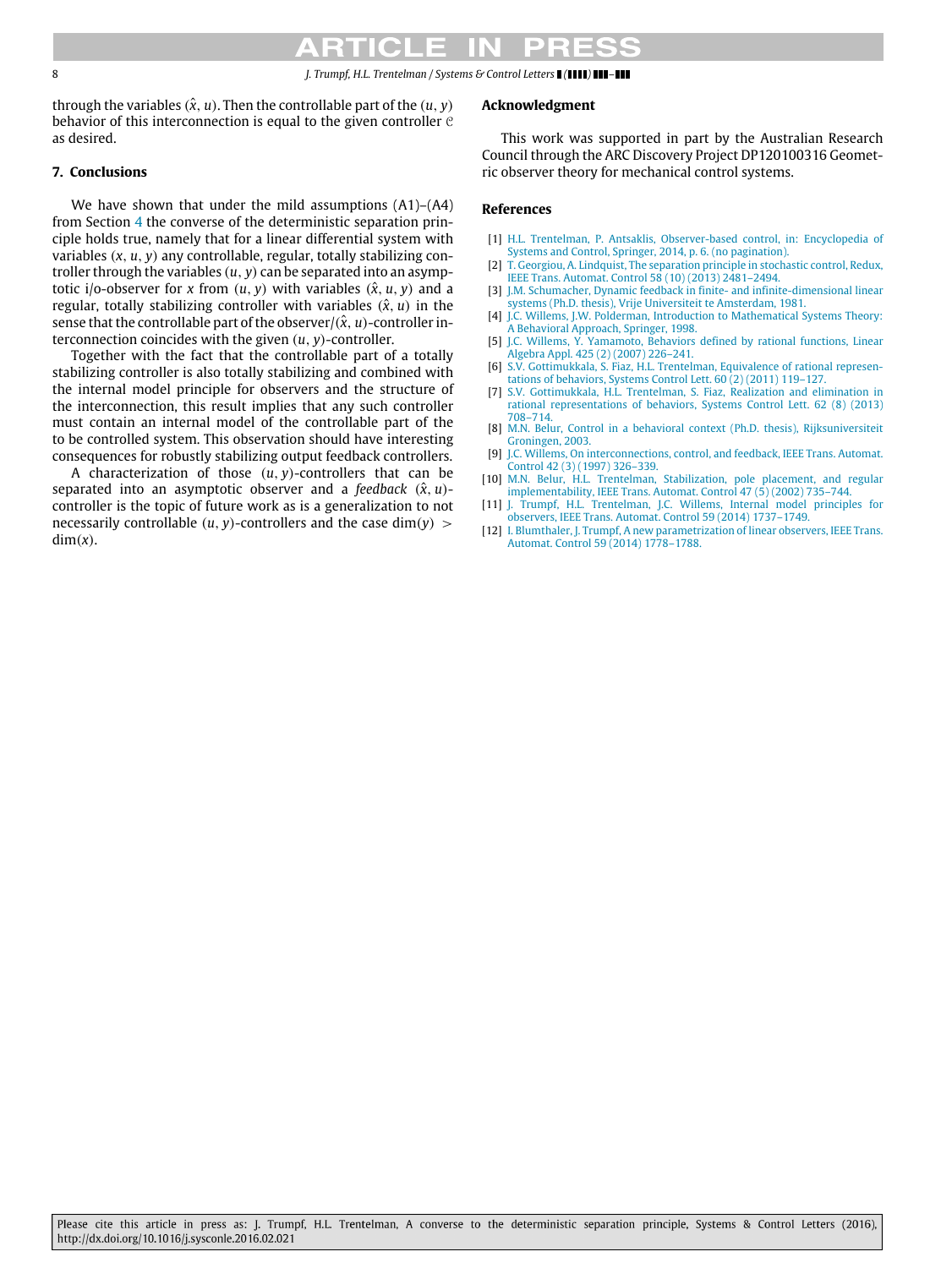through the variables $(\hat{x}, u)$. Then the controllable part of the $(u, y)$ behavior of this interconnection is equal to the given controller $\mathcal{C}$ as desired.

## 7. Conclusions

We have shown that under the mild assumptions (A1)–(A4) from Section 4 the converse of the deterministic separation principle holds true, namely that for a linear differential system with variables $(x, u, y)$ any controllable, regular, totally stabilizing controller through the variables $(u, y)$ can be separated into an asymptotic i/o-observer for $x$ from $(u, y)$ with variables $(\hat{x}, u, y)$ and a regular, totally stabilizing controller with variables $(\hat{x}, u)$ in the sense that the controllable part of the observer/$(\hat{x}, u)$-controller interconnection coincides with the given $(u, y)$-controller.

Together with the fact that the controllable part of a totally stabilizing controller is also totally stabilizing and combined with the internal model principle for observers and the structure of the interconnection, this result implies that any such controller must contain an internal model of the controllable part of the to be controlled system. This observation should have interesting consequences for robustly stabilizing output feedback controllers.

A characterization of those $(u, y)$-controllers that can be separated into an asymptotic observer and a *feedback* $(\hat{x}, u)$-controller is the topic of future work as is a generalization to not necessarily controllable $(u, y)$-controllers and the case $\dim(y) > \dim(x)$.

## Acknowledgment

This work was supported in part by the Australian Research Council through the ARC Discovery Project DP120100316 Geometric observer theory for mechanical control systems.

## References

[1] H.L. Trentelman, P. Antsaklis, Observer-based control, in: Encyclopedia of Systems and Control, Springer, 2014, p. 6. (no pagination).

[2] T. Georgiou, A. Lindquist, The separation principle in stochastic control, Redux, IEEE Trans. Automat. Control 58 (10) (2013) 2481–2494.

[3] J.M. Schumacher, Dynamic feedback in finite- and infinite-dimensional linear systems (Ph.D. thesis), Vrije Universiteit te Amsterdam, 1981.

[4] J.C. Willems, J.W. Polderman, Introduction to Mathematical Systems Theory: A Behavioral Approach, Springer, 1998.

[5] J.C. Willems, Y. Yamamoto, Behaviors defined by rational functions, Linear Algebra Appl. 425 (2) (2007) 226–241.

[6] S.V. Gottimukkala, S. Fiaz, H.L. Trentelman, Equivalence of rational representations of behaviors, Systems Control Lett. 60 (2) (2011) 119–127.

[7] S.V. Gottimukkala, H.L. Trentelman, S. Fiaz, Realization and elimination in rational representations of behaviors, Systems Control Lett. 62 (8) (2013) 708–714.

[8] M.N. Belur, Control in a behavioral context (Ph.D. thesis), Rijksuniversiteit Groningen, 2003.

[9] J.C. Willems, On interconnections, control, and feedback, IEEE Trans. Automat. Control 42 (3) (1997) 326–339.

[10] M.N. Belur, H.L. Trentelman, Stabilization, pole placement, and regular implementability, IEEE Trans. Automat. Control 47 (5) (2002) 735–744.

[11] J. Trumpf, H.L. Trentelman, J.C. Willems, Internal model principles for observers, IEEE Trans. Automat. Control 59 (2014) 1737–1749.

[12] I. Blumthaler, J. Trumpf, A new parametrization of linear observers, IEEE Trans. Automat. Control 59 (2014) 1778–1788.